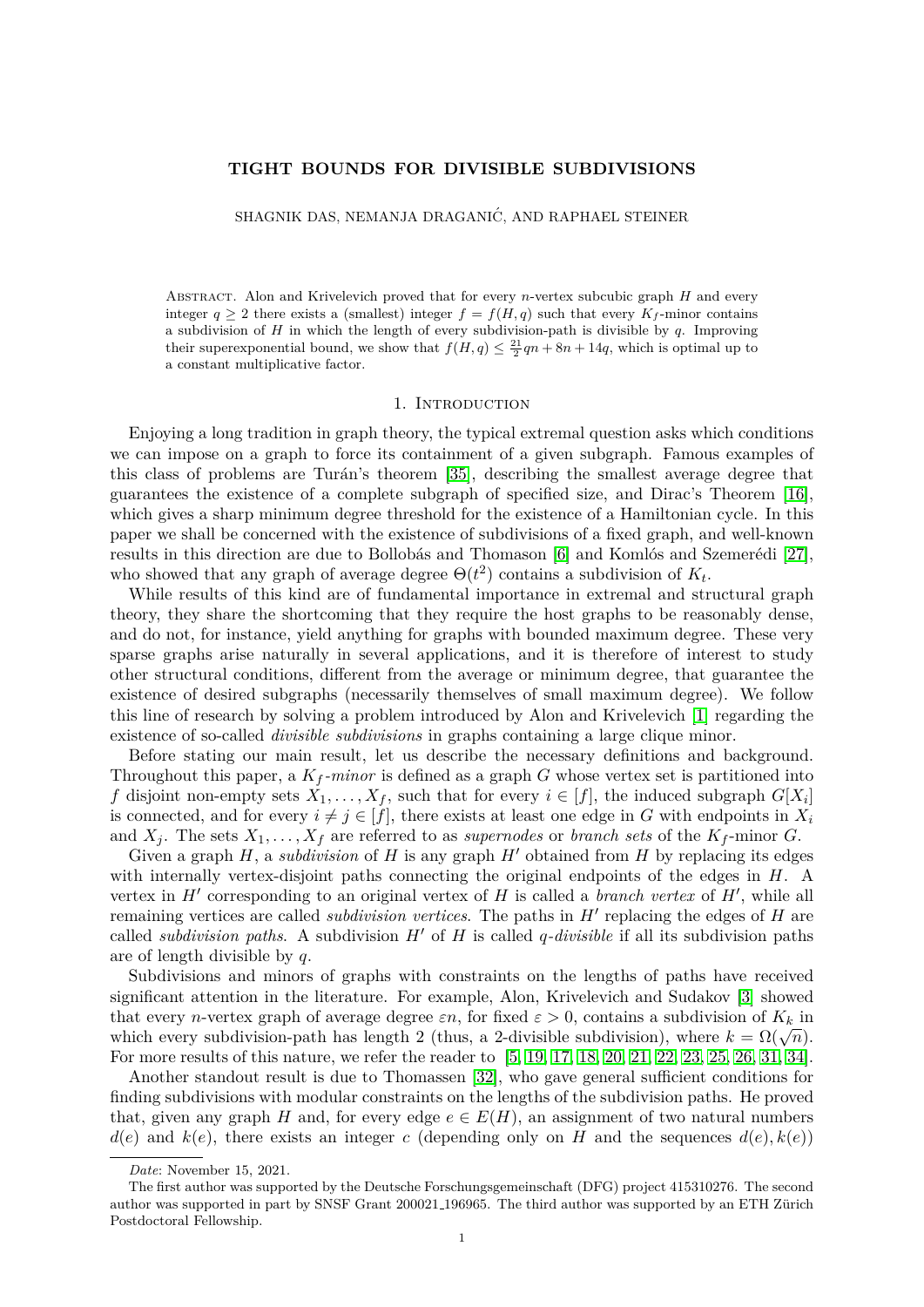# TIGHT BOUNDS FOR DIVISIBLE SUBDIVISIONS

SHAGNIK DAS, NEMANJA DRAGANIĆ, AND RAPHAEL STEINER

Abstract. Alon and Krivelevich proved that for every $n$-vertex subcubic graph $H$ and every integer $q \geq 2$ there exists a (smallest) integer $f = f(H, q)$ such that every $K_f$-minor contains a subdivision of $H$ in which the length of every subdivision-path is divisible by $q$. Improving their superexponential bound, we show that $f(H, q) \leq \frac{21}{2}qn + 8n + 14q$, which is optimal up to a constant multiplicative factor.

## 1. Introduction

Enjoying a long tradition in graph theory, the typical extremal question asks which conditions we can impose on a graph to force its containment of a given subgraph. Famous examples of this class of problems are Turán's theorem [35], describing the smallest average degree that guarantees the existence of a complete subgraph of specified size, and Dirac's Theorem [16], which gives a sharp minimum degree threshold for the existence of a Hamiltonian cycle. In this paper we shall be concerned with the existence of subdivisions of a fixed graph, and well-known results in this direction are due to Bollobás and Thomason [6] and Komlós and Szemerédi [27], who showed that any graph of average degree $\Theta(t^2)$ contains a subdivision of $K_t$.

While results of this kind are of fundamental importance in extremal and structural graph theory, they share the shortcoming that they require the host graphs to be reasonably dense, and do not, for instance, yield anything for graphs with bounded maximum degree. These very sparse graphs arise naturally in several applications, and it is therefore of interest to study other structural conditions, different from the average or minimum degree, that guarantee the existence of desired subgraphs (necessarily themselves of small maximum degree). We follow this line of research by solving a problem introduced by Alon and Krivelevich [1] regarding the existence of so-called *divisible subdivisions* in graphs containing a large clique minor.

Before stating our main result, let us describe the necessary definitions and background. Throughout this paper, a *$K_f$-minor* is defined as a graph $G$ whose vertex set is partitioned into $f$ disjoint non-empty sets $X_1, \ldots, X_f$, such that for every $i \in [f]$, the induced subgraph $G[X_i]$ is connected, and for every $i \neq j \in [f]$, there exists at least one edge in $G$ with endpoints in $X_i$ and $X_j$. The sets $X_1, \ldots, X_f$ are referred to as *supernodes* or *branch sets* of the $K_f$-minor $G$.

Given a graph $H$, a *subdivision* of $H$ is any graph $H'$ obtained from $H$ by replacing its edges with internally vertex-disjoint paths connecting the original endpoints of the edges in $H$. A vertex in $H'$ corresponding to an original vertex of $H$ is called a *branch vertex* of $H'$, while all remaining vertices are called *subdivision vertices*. The paths in $H'$ replacing the edges of $H$ are called *subdivision paths*. A subdivision $H'$ of $H$ is called *$q$-divisible* if all its subdivision paths are of length divisible by $q$.

Subdivisions and minors of graphs with constraints on the lengths of paths have received significant attention in the literature. For example, Alon, Krivelevich and Sudakov [3] showed that every $n$-vertex graph of average degree $\varepsilon n$, for fixed $\varepsilon > 0$, contains a subdivision of $K_k$ in which every subdivision-path has length 2 (thus, a 2-divisible subdivision), where $k = \Omega(\sqrt{n})$. For more results of this nature, we refer the reader to [5, 19, 17, 18, 20, 21, 22, 23, 25, 26, 31, 34].

Another standout result is due to Thomassen [32], who gave general sufficient conditions for finding subdivisions with modular constraints on the lengths of the subdivision paths. He proved that, given any graph $H$ and, for every edge $e \in E(H)$, an assignment of two natural numbers $d(e)$ and $k(e)$, there exists an integer $c$ (depending only on $H$ and the sequences $d(e), k(e)$)

---

*Date*: November 15, 2021.

The first author was supported by the Deutsche Forschungsgemeinschaft (DFG) project 415310276. The second author was supported in part by SNSF Grant 200021_196965. The third author was supported by an ETH Zürich Postdoctoral Fellowship.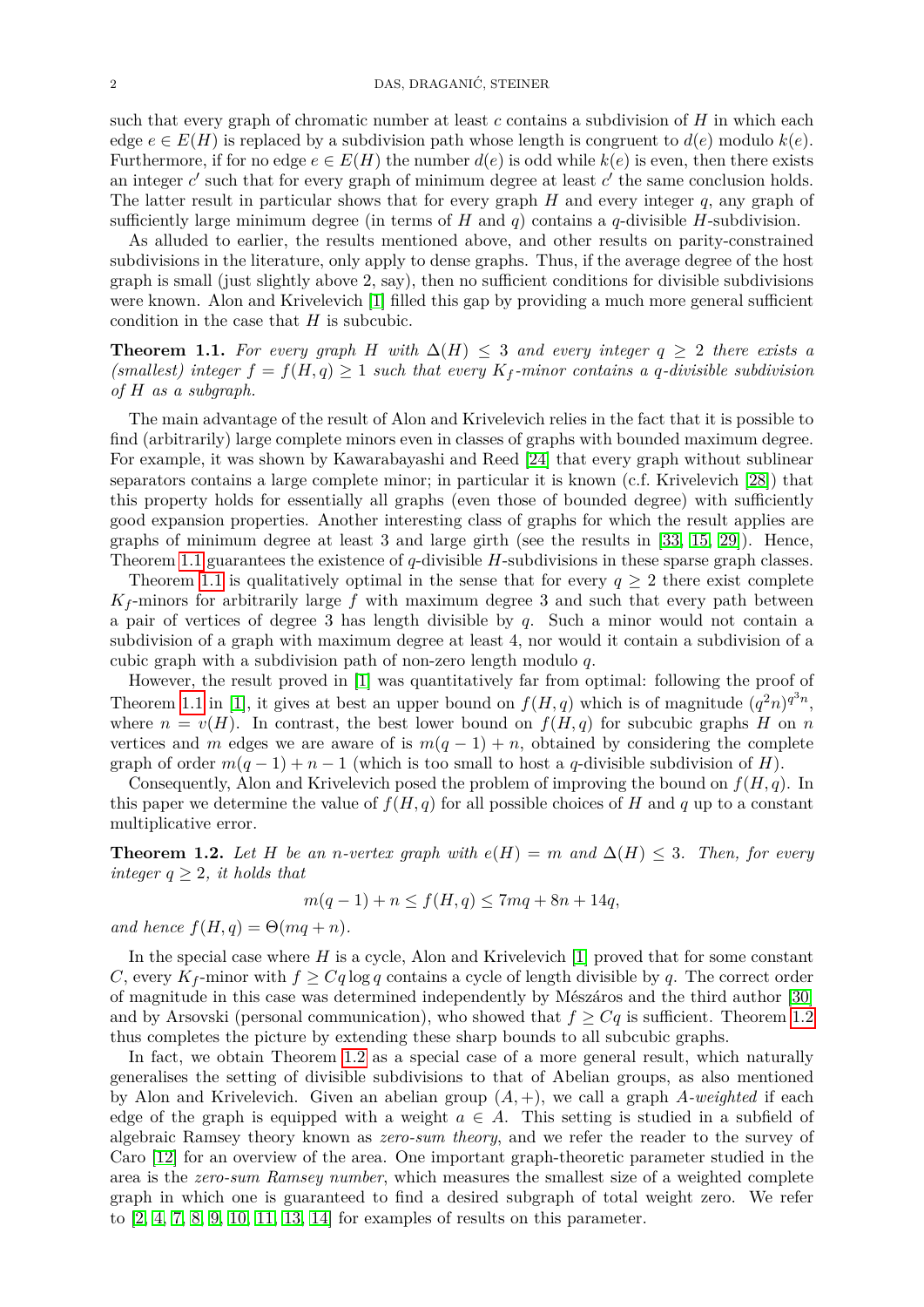such that every graph of chromatic number at least $c$ contains a subdivision of $H$ in which each edge $e \in E(H)$ is replaced by a subdivision path whose length is congruent to $d(e)$ modulo $k(e)$. Furthermore, if for no edge $e \in E(H)$ the number $d(e)$ is odd while $k(e)$ is even, then there exists an integer $c'$ such that for every graph of minimum degree at least $c'$ the same conclusion holds. The latter result in particular shows that for every graph $H$ and every integer $q$, any graph of sufficiently large minimum degree (in terms of $H$ and $q$) contains a $q$-divisible $H$-subdivision.

As alluded to earlier, the results mentioned above, and other results on parity-constrained subdivisions in the literature, only apply to dense graphs. Thus, if the average degree of the host graph is small (just slightly above 2, say), then no sufficient conditions for divisible subdivisions were known. Alon and Krivelevich [1] filled this gap by providing a much more general sufficient condition in the case that $H$ is subcubic.

**Theorem 1.1.** *For every graph $H$ with $\Delta(H) \leq 3$ and every integer $q \geq 2$ there exists a (smallest) integer $f = f(H, q) \geq 1$ such that every $K_f$-minor contains a $q$-divisible subdivision of $H$ as a subgraph.*

The main advantage of the result of Alon and Krivelevich relies in the fact that it is possible to find (arbitrarily) large complete minors even in classes of graphs with bounded maximum degree. For example, it was shown by Kawarabayashi and Reed [24] that every graph without sublinear separators contains a large complete minor; in particular it is known (c.f. Krivelevich [28]) that this property holds for essentially all graphs (even those of bounded degree) with sufficiently good expansion properties. Another interesting class of graphs for which the result applies are graphs of minimum degree at least 3 and large girth (see the results in [33, 15, 29]). Hence, Theorem 1.1 guarantees the existence of $q$-divisible $H$-subdivisions in these sparse graph classes.

Theorem 1.1 is qualitatively optimal in the sense that for every $q \geq 2$ there exist complete $K_f$-minors for arbitrarily large $f$ with maximum degree 3 and such that every path between a pair of vertices of degree 3 has length divisible by $q$. Such a minor would not contain a subdivision of a graph with maximum degree at least 4, nor would it contain a subdivision of a cubic graph with a subdivision path of non-zero length modulo $q$.

However, the result proved in [1] was quantitatively far from optimal: following the proof of Theorem 1.1 in [1], it gives at best an upper bound on $f(H, q)$ which is of magnitude $(q^2 n)^{q^3 n}$, where $n = v(H)$. In contrast, the best lower bound on $f(H, q)$ for subcubic graphs $H$ on $n$ vertices and $m$ edges we are aware of is $m(q-1) + n$, obtained by considering the complete graph of order $m(q-1) + n - 1$ (which is too small to host a $q$-divisible subdivision of $H$).

Consequently, Alon and Krivelevich posed the problem of improving the bound on $f(H, q)$. In this paper we determine the value of $f(H, q)$ for all possible choices of $H$ and $q$ up to a constant multiplicative error.

**Theorem 1.2.** *Let $H$ be an $n$-vertex graph with $e(H) = m$ and $\Delta(H) \leq 3$. Then, for every integer $q \geq 2$, it holds that*

$$m(q-1) + n \leq f(H, q) \leq 7mq + 8n + 14q,$$

*and hence $f(H, q) = \Theta(mq + n)$.*

In the special case where $H$ is a cycle, Alon and Krivelevich [1] proved that for some constant $C$, every $K_f$-minor with $f \geq Cq \log q$ contains a cycle of length divisible by $q$. The correct order of magnitude in this case was determined independently by Mészáros and the third author [30], and by Arsovski (personal communication), who showed that $f \geq Cq$ is sufficient. Theorem 1.2 thus completes the picture by extending these sharp bounds to all subcubic graphs.

In fact, we obtain Theorem 1.2 as a special case of a more general result, which naturally generalises the setting of divisible subdivisions to that of Abelian groups, as also mentioned by Alon and Krivelevich. Given an abelian group $(A, +)$, we call a graph *$A$-weighted* if each edge of the graph is equipped with a weight $a \in A$. This setting is studied in a subfield of algebraic Ramsey theory known as *zero-sum theory*, and we refer the reader to the survey of Caro [12] for an overview of the area. One important graph-theoretic parameter studied in the area is the *zero-sum Ramsey number*, which measures the smallest size of a weighted complete graph in which one is guaranteed to find a desired subgraph of total weight zero. We refer to [2, 4, 7, 8, 9, 10, 11, 13, 14] for examples of results on this parameter.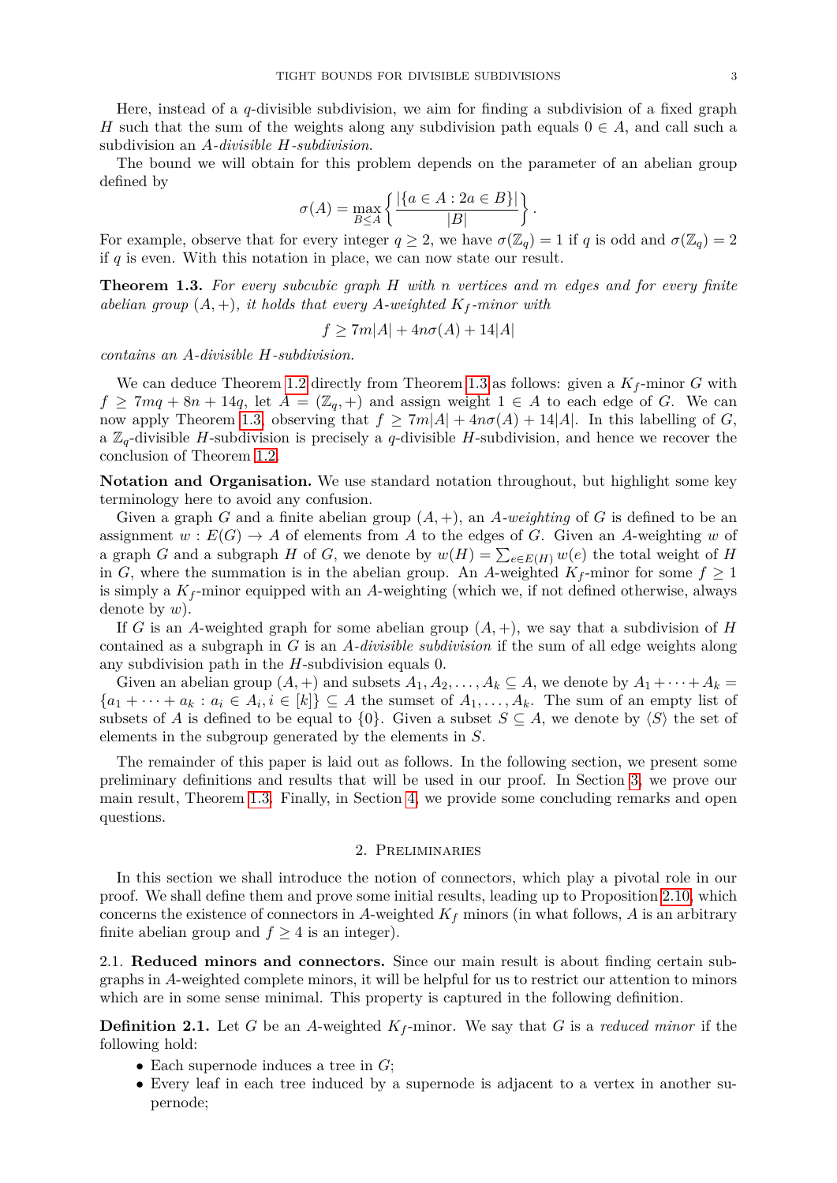Here, instead of a $q$-divisible subdivision, we aim for finding a subdivision of a fixed graph $H$ such that the sum of the weights along any subdivision path equals $0 \in A$, and call such a subdivision an *$A$-divisible $H$-subdivision*.

The bound we will obtain for this problem depends on the parameter of an abelian group defined by

$$\sigma(A) = \max_{B \leq A} \left\{ \frac{|\{a \in A : 2a \in B\}|}{|B|} \right\}.$$

For example, observe that for every integer $q \geq 2$, we have $\sigma(\mathbb{Z}_q) = 1$ if $q$ is odd and $\sigma(\mathbb{Z}_q) = 2$ if $q$ is even. With this notation in place, we can now state our result.

**Theorem 1.3.** *For every subcubic graph $H$ with $n$ vertices and $m$ edges and for every finite abelian group $(A, +)$, it holds that every $A$-weighted $K_f$-minor with*

$$f \geq 7m|A| + 4n\sigma(A) + 14|A|$$

*contains an $A$-divisible $H$-subdivision.*

We can deduce Theorem 1.2 directly from Theorem 1.3 as follows: given a $K_f$-minor $G$ with $f \geq 7mq + 8n + 14q$, let $A = (\mathbb{Z}_q, +)$ and assign weight $1 \in A$ to each edge of $G$. We can now apply Theorem 1.3, observing that $f \geq 7m|A| + 4n\sigma(A) + 14|A|$. In this labelling of $G$, a $\mathbb{Z}_q$-divisible $H$-subdivision is precisely a $q$-divisible $H$-subdivision, and hence we recover the conclusion of Theorem 1.2.

**Notation and Organisation.** We use standard notation throughout, but highlight some key terminology here to avoid any confusion.

Given a graph $G$ and a finite abelian group $(A, +)$, an *$A$-weighting* of $G$ is defined to be an assignment $w : E(G) \to A$ of elements from $A$ to the edges of $G$. Given an $A$-weighting $w$ of a graph $G$ and a subgraph $H$ of $G$, we denote by $w(H) = \sum_{e \in E(H)} w(e)$ the total weight of $H$ in $G$, where the summation is in the abelian group. An $A$-weighted $K_f$-minor for some $f \geq 1$ is simply a $K_f$-minor equipped with an $A$-weighting (which we, if not defined otherwise, always denote by $w$).

If $G$ is an $A$-weighted graph for some abelian group $(A, +)$, we say that a subdivision of $H$ contained as a subgraph in $G$ is an *$A$-divisible subdivision* if the sum of all edge weights along any subdivision path in the $H$-subdivision equals 0.

Given an abelian group $(A, +)$ and subsets $A_1, A_2, \ldots, A_k \subseteq A$, we denote by $A_1 + \cdots + A_k = \{a_1 + \cdots + a_k : a_i \in A_i, i \in [k]\} \subseteq A$ the sumset of $A_1, \ldots, A_k$. The sum of an empty list of subsets of $A$ is defined to be equal to $\{0\}$. Given a subset $S \subseteq A$, we denote by $\langle S \rangle$ the set of elements in the subgroup generated by the elements in $S$.

The remainder of this paper is laid out as follows. In the following section, we present some preliminary definitions and results that will be used in our proof. In Section 3, we prove our main result, Theorem 1.3. Finally, in Section 4, we provide some concluding remarks and open questions.

## 2. Preliminaries

In this section we shall introduce the notion of connectors, which play a pivotal role in our proof. We shall define them and prove some initial results, leading up to Proposition 2.10, which concerns the existence of connectors in $A$-weighted $K_f$ minors (in what follows, $A$ is an arbitrary finite abelian group and $f \geq 4$ is an integer).

2.1. **Reduced minors and connectors.** Since our main result is about finding certain subgraphs in $A$-weighted complete minors, it will be helpful for us to restrict our attention to minors which are in some sense minimal. This property is captured in the following definition.

**Definition 2.1.** Let $G$ be an $A$-weighted $K_f$-minor. We say that $G$ is a *reduced minor* if the following hold:

- Each supernode induces a tree in $G$;
- Every leaf in each tree induced by a supernode is adjacent to a vertex in another supernode;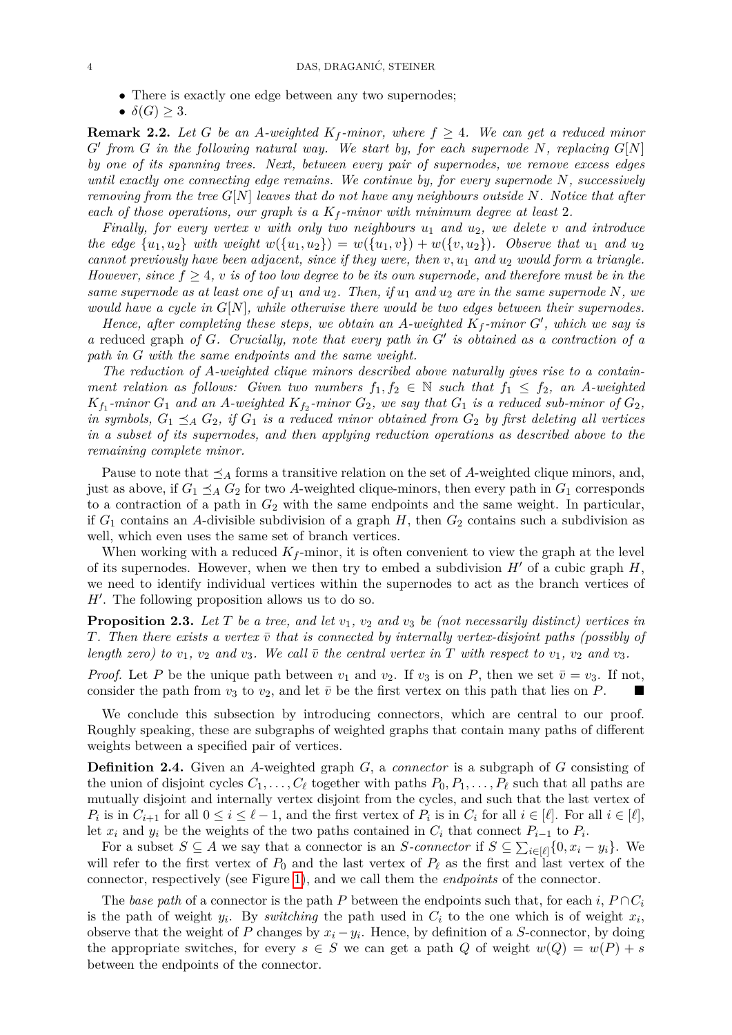- There is exactly one edge between any two supernodes;
- $\delta(G) \geq 3$.

**Remark 2.2.** *Let $G$ be an $A$-weighted $K_f$-minor, where $f \geq 4$. We can get a reduced minor $G'$ from $G$ in the following natural way. We start by, for each supernode $N$, replacing $G[N]$ by one of its spanning trees. Next, between every pair of supernodes, we remove excess edges until exactly one connecting edge remains. We continue by, for every supernode $N$, successively removing from the tree $G[N]$ leaves that do not have any neighbours outside $N$. Notice that after each of those operations, our graph is a $K_f$-minor with minimum degree at least 2.*

*Finally, for every vertex $v$ with only two neighbours $u_1$ and $u_2$, we delete $v$ and introduce the edge $\{u_1, u_2\}$ with weight $w(\{u_1, u_2\}) = w(\{u_1, v\}) + w(\{v, u_2\})$. Observe that $u_1$ and $u_2$ cannot previously have been adjacent, since if they were, then $v, u_1$ and $u_2$ would form a triangle. However, since $f \geq 4$, $v$ is of too low degree to be its own supernode, and therefore must be in the same supernode as at least one of $u_1$ and $u_2$. Then, if $u_1$ and $u_2$ are in the same supernode $N$, we would have a cycle in $G[N]$, while otherwise there would be two edges between their supernodes.*

*Hence, after completing these steps, we obtain an $A$-weighted $K_f$-minor $G'$, which we say is a* reduced graph *of $G$. Crucially, note that every path in $G'$ is obtained as a contraction of a path in $G$ with the same endpoints and the same weight.*

*The reduction of $A$-weighted clique minors described above naturally gives rise to a containment relation as follows: Given two numbers $f_1, f_2 \in \mathbb{N}$ such that $f_1 \leq f_2$, an $A$-weighted $K_{f_1}$-minor $G_1$ and an $A$-weighted $K_{f_2}$-minor $G_2$, we say that $G_1$ is a reduced sub-minor of $G_2$, in symbols, $G_1 \preceq_A G_2$, if $G_1$ is a reduced minor obtained from $G_2$ by first deleting all vertices in a subset of its supernodes, and then applying reduction operations as described above to the remaining complete minor.*

Pause to note that $\preceq_A$ forms a transitive relation on the set of $A$-weighted clique minors, and, just as above, if $G_1 \preceq_A G_2$ for two $A$-weighted clique-minors, then every path in $G_1$ corresponds to a contraction of a path in $G_2$ with the same endpoints and the same weight. In particular, if $G_1$ contains an $A$-divisible subdivision of a graph $H$, then $G_2$ contains such a subdivision as well, which even uses the same set of branch vertices.

When working with a reduced $K_f$-minor, it is often convenient to view the graph at the level of its supernodes. However, when we then try to embed a subdivision $H'$ of a cubic graph $H$, we need to identify individual vertices within the supernodes to act as the branch vertices of $H'$. The following proposition allows us to do so.

**Proposition 2.3.** *Let $T$ be a tree, and let $v_1$, $v_2$ and $v_3$ be (not necessarily distinct) vertices in $T$. Then there exists a vertex $\bar{v}$ that is connected by internally vertex-disjoint paths (possibly of length zero) to $v_1$, $v_2$ and $v_3$. We call $\bar{v}$ the central vertex in $T$ with respect to $v_1$, $v_2$ and $v_3$.*

*Proof.* Let $P$ be the unique path between $v_1$ and $v_2$. If $v_3$ is on $P$, then we set $\bar{v} = v_3$. If not, consider the path from $v_3$ to $v_2$, and let $\bar{v}$ be the first vertex on this path that lies on $P$. ∎

We conclude this subsection by introducing connectors, which are central to our proof. Roughly speaking, these are subgraphs of weighted graphs that contain many paths of different weights between a specified pair of vertices.

**Definition 2.4.** Given an $A$-weighted graph $G$, a *connector* is a subgraph of $G$ consisting of the union of disjoint cycles $C_1, \ldots, C_\ell$ together with paths $P_0, P_1, \ldots, P_\ell$ such that all paths are mutually disjoint and internally vertex disjoint from the cycles, and such that the last vertex of $P_i$ is in $C_{i+1}$ for all $0 \leq i \leq \ell - 1$, and the first vertex of $P_i$ is in $C_i$ for all $i \in [\ell]$. For all $i \in [\ell]$, let $x_i$ and $y_i$ be the weights of the two paths contained in $C_i$ that connect $P_{i-1}$ to $P_i$.

For a subset $S \subseteq A$ we say that a connector is an *$S$-connector* if $S \subseteq \sum_{i \in [\ell]} \{0, x_i - y_i\}$. We will refer to the first vertex of $P_0$ and the last vertex of $P_\ell$ as the first and last vertex of the connector, respectively (see Figure 1), and we call them the *endpoints* of the connector.

The *base path* of a connector is the path $P$ between the endpoints such that, for each $i$, $P \cap C_i$ is the path of weight $y_i$. By *switching* the path used in $C_i$ to the one which is of weight $x_i$, observe that the weight of $P$ changes by $x_i - y_i$. Hence, by definition of a $S$-connector, by doing the appropriate switches, for every $s \in S$ we can get a path $Q$ of weight $w(Q) = w(P) + s$ between the endpoints of the connector.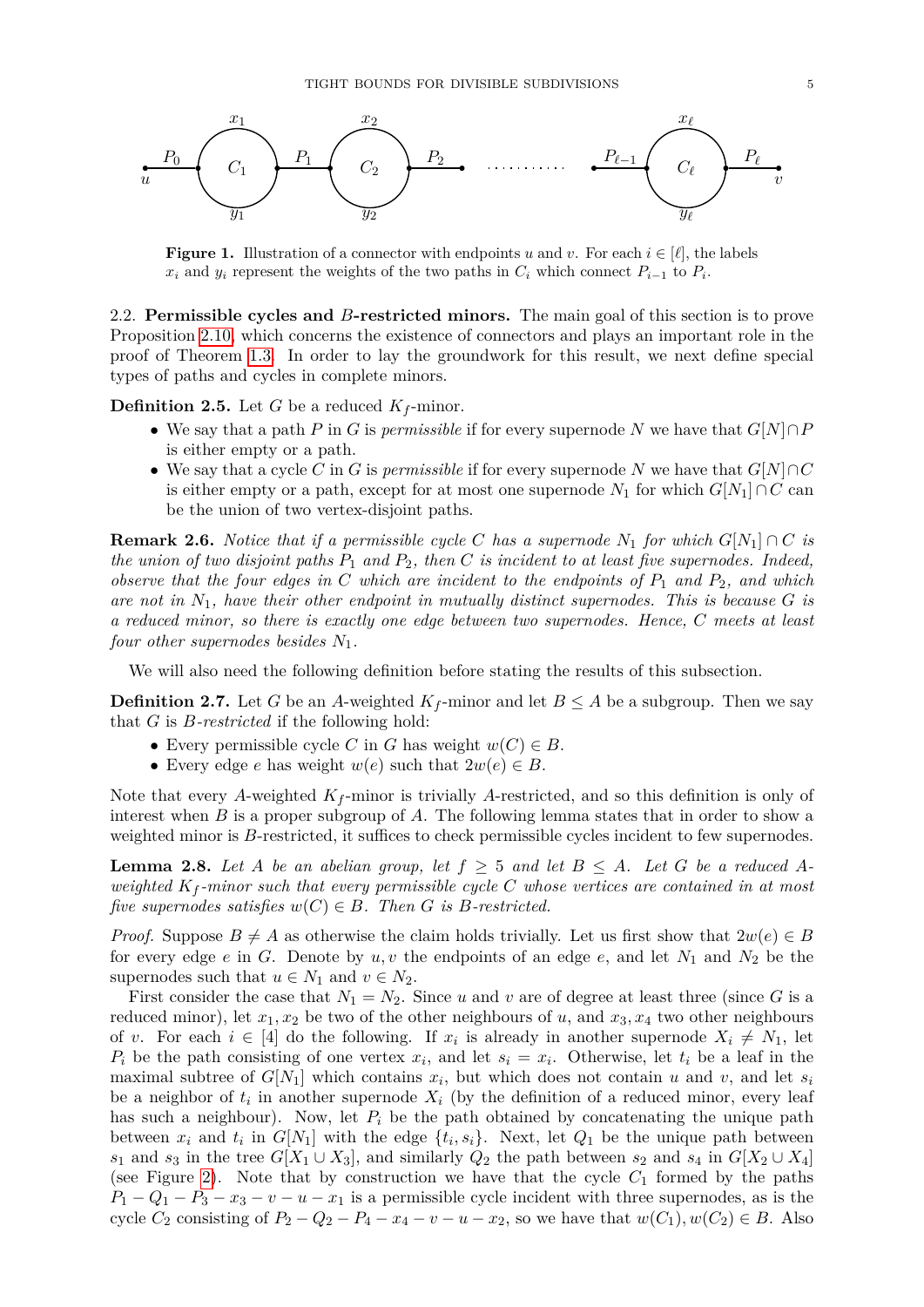**Figure 1.** Illustration of a connector with endpoints $u$ and $v$. For each $i \in [\ell]$, the labels $x_i$ and $y_i$ represent the weights of the two paths in $C_i$ which connect $P_{i-1}$ to $P_i$.

2.2. **Permissible cycles and $B$-restricted minors.** The main goal of this section is to prove Proposition 2.10, which concerns the existence of connectors and plays an important role in the proof of Theorem 1.3. In order to lay the groundwork for this result, we next define special types of paths and cycles in complete minors.

**Definition 2.5.** Let $G$ be a reduced $K_f$-minor.

- We say that a path $P$ in $G$ is *permissible* if for every supernode $N$ we have that $G[N] \cap P$ is either empty or a path.
- We say that a cycle $C$ in $G$ is *permissible* if for every supernode $N$ we have that $G[N] \cap C$ is either empty or a path, except for at most one supernode $N_1$ for which $G[N_1] \cap C$ can be the union of two vertex-disjoint paths.

**Remark 2.6.** *Notice that if a permissible cycle $C$ has a supernode $N_1$ for which $G[N_1] \cap C$ is the union of two disjoint paths $P_1$ and $P_2$, then $C$ is incident to at least five supernodes. Indeed, observe that the four edges in $C$ which are incident to the endpoints of $P_1$ and $P_2$, and which are not in $N_1$, have their other endpoint in mutually distinct supernodes. This is because $G$ is a reduced minor, so there is exactly one edge between two supernodes. Hence, $C$ meets at least four other supernodes besides $N_1$.*

We will also need the following definition before stating the results of this subsection.

**Definition 2.7.** Let $G$ be an $A$-weighted $K_f$-minor and let $B \le A$ be a subgroup. Then we say that $G$ is *$B$-restricted* if the following hold:

- Every permissible cycle $C$ in $G$ has weight $w(C) \in B$.
- Every edge $e$ has weight $w(e)$ such that $2w(e) \in B$.

Note that every $A$-weighted $K_f$-minor is trivially $A$-restricted, and so this definition is only of interest when $B$ is a proper subgroup of $A$. The following lemma states that in order to show a weighted minor is $B$-restricted, it suffices to check permissible cycles incident to few supernodes.

**Lemma 2.8.** *Let $A$ be an abelian group, let $f \ge 5$ and let $B \le A$. Let $G$ be a reduced $A$-weighted $K_f$-minor such that every permissible cycle $C$ whose vertices are contained in at most five supernodes satisfies $w(C) \in B$. Then $G$ is $B$-restricted.*

*Proof.* Suppose $B \ne A$ as otherwise the claim holds trivially. Let us first show that $2w(e) \in B$ for every edge $e$ in $G$. Denote by $u, v$ the endpoints of an edge $e$, and let $N_1$ and $N_2$ be the supernodes such that $u \in N_1$ and $v \in N_2$.

First consider the case that $N_1 = N_2$. Since $u$ and $v$ are of degree at least three (since $G$ is a reduced minor), let $x_1, x_2$ be two of the other neighbours of $u$, and $x_3, x_4$ two other neighbours of $v$. For each $i \in [4]$ do the following. If $x_i$ is already in another supernode $X_i \ne N_1$, let $P_i$ be the path consisting of one vertex $x_i$, and let $s_i = x_i$. Otherwise, let $t_i$ be a leaf in the maximal subtree of $G[N_1]$ which contains $x_i$, but which does not contain $u$ and $v$, and let $s_i$ be a neighbor of $t_i$ in another supernode $X_i$ (by the definition of a reduced minor, every leaf has such a neighbour). Now, let $P_i$ be the path obtained by concatenating the unique path between $x_i$ and $t_i$ in $G[N_1]$ with the edge $\{t_i, s_i\}$. Next, let $Q_1$ be the unique path between $s_1$ and $s_3$ in the tree $G[X_1 \cup X_3]$, and similarly $Q_2$ the path between $s_2$ and $s_4$ in $G[X_2 \cup X_4]$ (see Figure 2). Note that by construction we have that the cycle $C_1$ formed by the paths $P_1 - Q_1 - P_3 - x_3 - v - u - x_1$ is a permissible cycle incident with three supernodes, as is the cycle $C_2$ consisting of $P_2 - Q_2 - P_4 - x_4 - v - u - x_2$, so we have that $w(C_1), w(C_2) \in B$. Also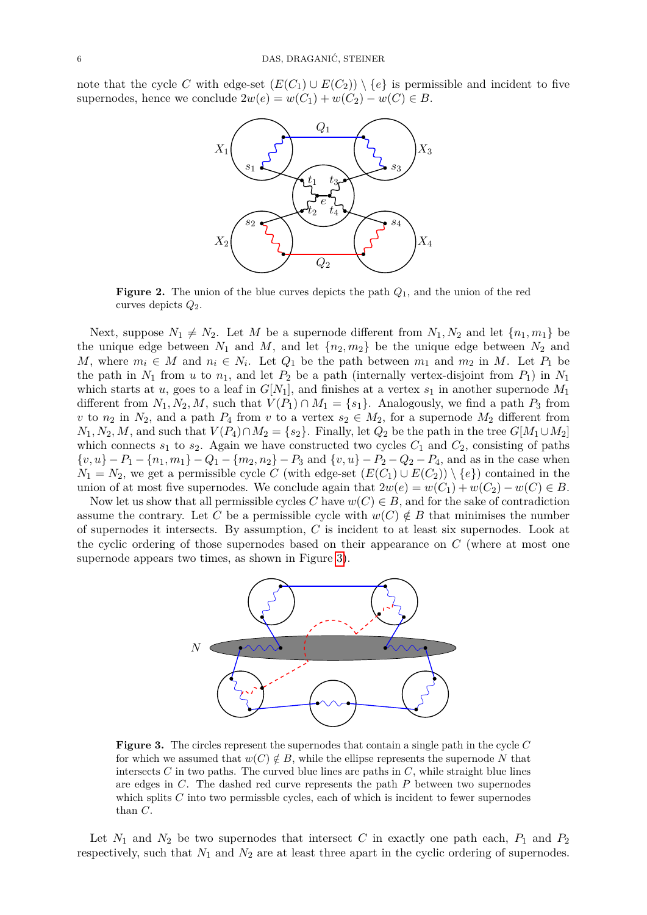note that the cycle $C$ with edge-set $(E(C_1) \cup E(C_2)) \setminus \{e\}$ is permissible and incident to five supernodes, hence we conclude $2w(e) = w(C_1) + w(C_2) - w(C) \in B$.

**Figure 2.** The union of the blue curves depicts the path $Q_1$, and the union of the red curves depicts $Q_2$.

Next, suppose $N_1 \neq N_2$. Let $M$ be a supernode different from $N_1, N_2$ and let $\{n_1, m_1\}$ be the unique edge between $N_1$ and $M$, and let $\{n_2, m_2\}$ be the unique edge between $N_2$ and $M$, where $m_i \in M$ and $n_i \in N_i$. Let $Q_1$ be the path between $m_1$ and $m_2$ in $M$. Let $P_1$ be the path in $N_1$ from $u$ to $n_1$, and let $P_2$ be a path (internally vertex-disjoint from $P_1$) in $N_1$ which starts at $u$, goes to a leaf in $G[N_1]$, and finishes at a vertex $s_1$ in another supernode $M_1$ different from $N_1, N_2, M$, such that $V(P_1) \cap M_1 = \{s_1\}$. Analogously, we find a path $P_3$ from $v$ to $n_2$ in $N_2$, and a path $P_4$ from $v$ to a vertex $s_2 \in M_2$, for a supernode $M_2$ different from $N_1, N_2, M$, and such that $V(P_4) \cap M_2 = \{s_2\}$. Finally, let $Q_2$ be the path in the tree $G[M_1 \cup M_2]$ which connects $s_1$ to $s_2$. Again we have constructed two cycles $C_1$ and $C_2$, consisting of paths $\{v, u\} - P_1 - \{n_1, m_1\} - Q_1 - \{m_2, n_2\} - P_3$ and $\{v, u\} - P_2 - Q_2 - P_4$, and as in the case when $N_1 = N_2$, we get a permissible cycle $C$ (with edge-set $(E(C_1) \cup E(C_2)) \setminus \{e\}$) contained in the union of at most five supernodes. We conclude again that $2w(e) = w(C_1) + w(C_2) - w(C) \in B$.

Now let us show that all permissible cycles $C$ have $w(C) \in B$, and for the sake of contradiction assume the contrary. Let $C$ be a permissible cycle with $w(C) \notin B$ that minimises the number of supernodes it intersects. By assumption, $C$ is incident to at least six supernodes. Look at the cyclic ordering of those supernodes based on their appearance on $C$ (where at most one supernode appears two times, as shown in Figure 3).

**Figure 3.** The circles represent the supernodes that contain a single path in the cycle $C$ for which we assumed that $w(C) \notin B$, while the ellipse represents the supernode $N$ that intersects $C$ in two paths. The curved blue lines are paths in $C$, while straight blue lines are edges in $C$. The dashed red curve represents the path $P$ between two supernodes which splits $C$ into two permissble cycles, each of which is incident to fewer supernodes than $C$.

Let $N_1$ and $N_2$ be two supernodes that intersect $C$ in exactly one path each, $P_1$ and $P_2$ respectively, such that $N_1$ and $N_2$ are at least three apart in the cyclic ordering of supernodes.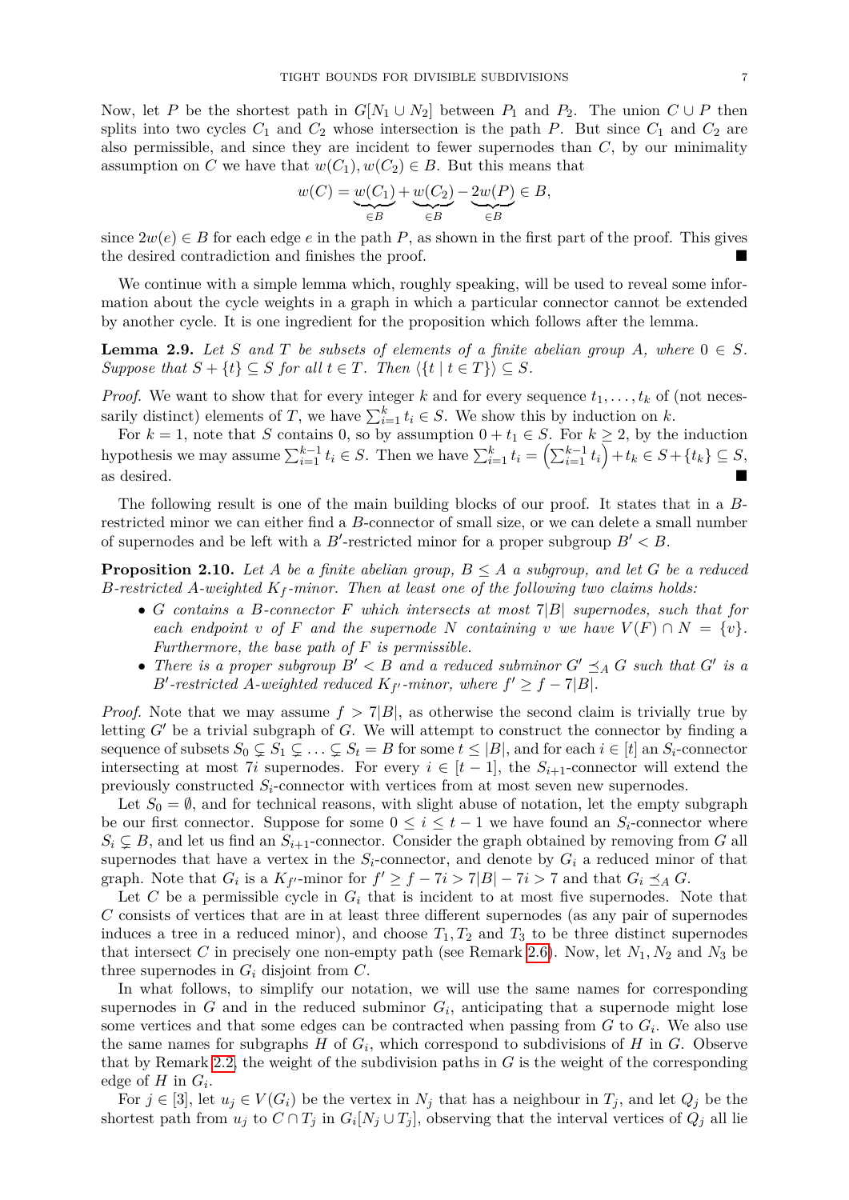Now, let $P$ be the shortest path in $G[N_1 \cup N_2]$ between $P_1$ and $P_2$. The union $C \cup P$ then splits into two cycles $C_1$ and $C_2$ whose intersection is the path $P$. But since $C_1$ and $C_2$ are also permissible, and since they are incident to fewer supernodes than $C$, by our minimality assumption on $C$ we have that $w(C_1), w(C_2) \in B$. But this means that

$$w(C) = \underbrace{w(C_1)}_{\in B} + \underbrace{w(C_2)}_{\in B} - \underbrace{2w(P)}_{\in B} \in B,$$

since $2w(e) \in B$ for each edge $e$ in the path $P$, as shown in the first part of the proof. This gives the desired contradiction and finishes the proof. ∎

We continue with a simple lemma which, roughly speaking, will be used to reveal some information about the cycle weights in a graph in which a particular connector cannot be extended by another cycle. It is one ingredient for the proposition which follows after the lemma.

**Lemma 2.9.** *Let $S$ and $T$ be subsets of elements of a finite abelian group $A$, where $0 \in S$. Suppose that $S + \{t\} \subseteq S$ for all $t \in T$. Then $\langle \{t \mid t \in T\} \rangle \subseteq S$.*

*Proof.* We want to show that for every integer $k$ and for every sequence $t_1, \ldots, t_k$ of (not necessarily distinct) elements of $T$, we have $\sum_{i=1}^{k} t_i \in S$. We show this by induction on $k$.

For $k = 1$, note that $S$ contains 0, so by assumption $0 + t_1 \in S$. For $k \geq 2$, by the induction hypothesis we may assume $\sum_{i=1}^{k-1} t_i \in S$. Then we have $\sum_{i=1}^{k} t_i = \left(\sum_{i=1}^{k-1} t_i\right) + t_k \in S + \{t_k\} \subseteq S$, as desired. ∎

The following result is one of the main building blocks of our proof. It states that in a $B$-restricted minor we can either find a $B$-connector of small size, or we can delete a small number of supernodes and be left with a $B'$-restricted minor for a proper subgroup $B' < B$.

**Proposition 2.10.** *Let $A$ be a finite abelian group, $B \leq A$ a subgroup, and let $G$ be a reduced $B$-restricted $A$-weighted $K_f$-minor. Then at least one of the following two claims holds:*

- *$G$ contains a $B$-connector $F$ which intersects at most $7|B|$ supernodes, such that for each endpoint $v$ of $F$ and the supernode $N$ containing $v$ we have $V(F) \cap N = \{v\}$. Furthermore, the base path of $F$ is permissible.*
- *There is a proper subgroup $B' < B$ and a reduced subminor $G' \preceq_A G$ such that $G'$ is a $B'$-restricted $A$-weighted reduced $K_{f'}$-minor, where $f' \geq f - 7|B|$.*

*Proof.* Note that we may assume $f > 7|B|$, as otherwise the second claim is trivially true by letting $G'$ be a trivial subgraph of $G$. We will attempt to construct the connector by finding a sequence of subsets $S_0 \subsetneq S_1 \subsetneq \ldots \subsetneq S_t = B$ for some $t \leq |B|$, and for each $i \in [t]$ an $S_i$-connector intersecting at most $7i$ supernodes. For every $i \in [t-1]$, the $S_{i+1}$-connector will extend the previously constructed $S_i$-connector with vertices from at most seven new supernodes.

Let $S_0 = \emptyset$, and for technical reasons, with slight abuse of notation, let the empty subgraph be our first connector. Suppose for some $0 \leq i \leq t-1$ we have found an $S_i$-connector where $S_i \subsetneq B$, and let us find an $S_{i+1}$-connector. Consider the graph obtained by removing from $G$ all supernodes that have a vertex in the $S_i$-connector, and denote by $G_i$ a reduced minor of that graph. Note that $G_i$ is a $K_{f'}$-minor for $f' \geq f - 7i > 7|B| - 7i > 7$ and that $G_i \preceq_A G$.

Let $C$ be a permissible cycle in $G_i$ that is incident to at most five supernodes. Note that $C$ consists of vertices that are in at least three different supernodes (as any pair of supernodes induces a tree in a reduced minor), and choose $T_1, T_2$ and $T_3$ to be three distinct supernodes that intersect $C$ in precisely one non-empty path (see Remark 2.6). Now, let $N_1, N_2$ and $N_3$ be three supernodes in $G_i$ disjoint from $C$.

In what follows, to simplify our notation, we will use the same names for corresponding supernodes in $G$ and in the reduced subminor $G_i$, anticipating that a supernode might lose some vertices and that some edges can be contracted when passing from $G$ to $G_i$. We also use the same names for subgraphs $H$ of $G_i$, which correspond to subdivisions of $H$ in $G$. Observe that by Remark 2.2, the weight of the subdivision paths in $G$ is the weight of the corresponding edge of $H$ in $G_i$.

For $j \in [3]$, let $u_j \in V(G_i)$ be the vertex in $N_j$ that has a neighbour in $T_j$, and let $Q_j$ be the shortest path from $u_j$ to $C \cap T_j$ in $G_i[N_j \cup T_j]$, observing that the interval vertices of $Q_j$ all lie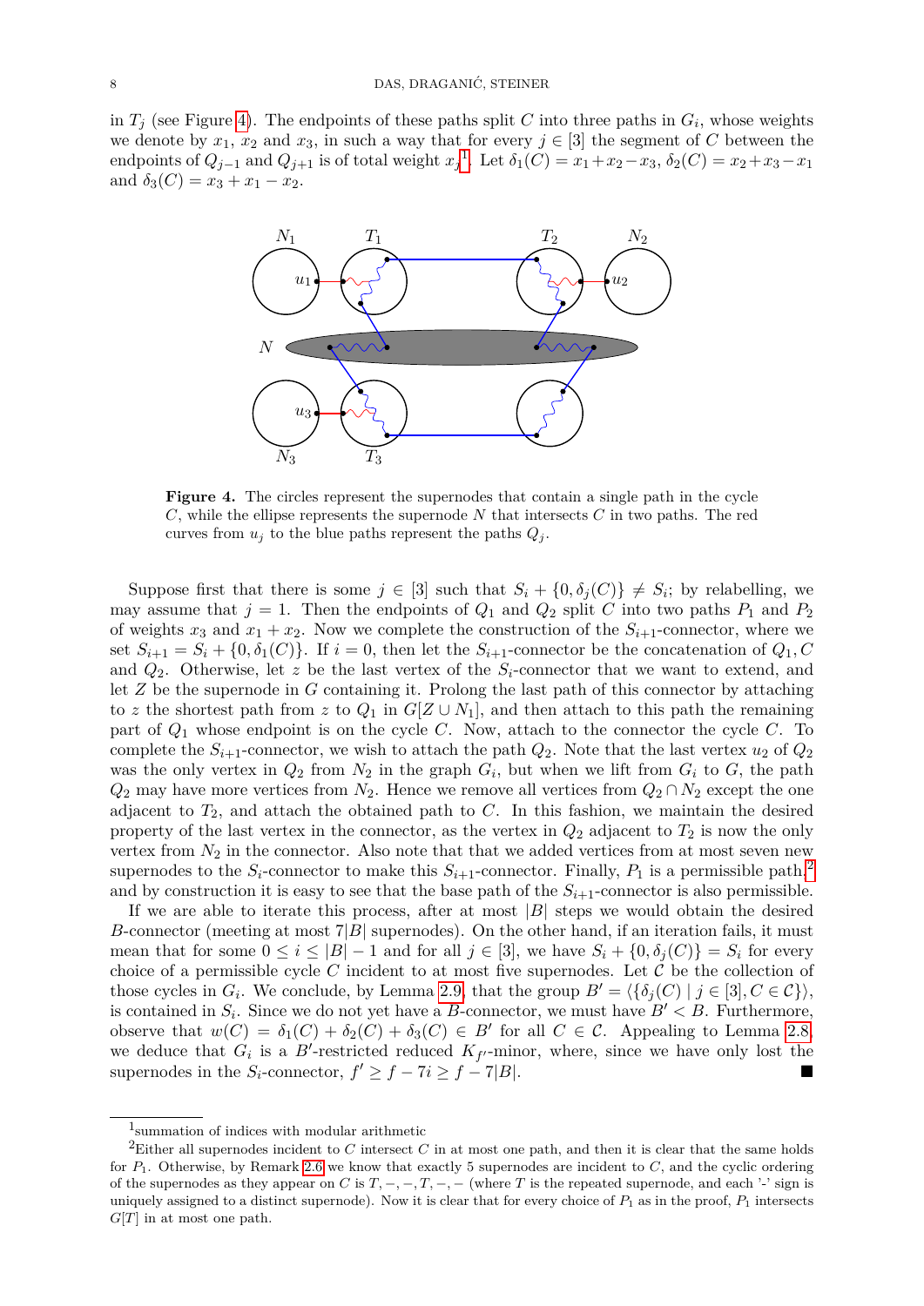in $T_j$ (see Figure 4). The endpoints of these paths split $C$ into three paths in $G_i$, whose weights we denote by $x_1$, $x_2$ and $x_3$, in such a way that for every $j \in [3]$ the segment of $C$ between the endpoints of $Q_{j-1}$ and $Q_{j+1}$ is of total weight $x_j$[1]. Let $\delta_1(C) = x_1 + x_2 - x_3$, $\delta_2(C) = x_2 + x_3 - x_1$ and $\delta_3(C) = x_3 + x_1 - x_2$.

**Figure 4.** The circles represent the supernodes that contain a single path in the cycle $C$, while the ellipse represents the supernode $N$ that intersects $C$ in two paths. The red curves from $u_j$ to the blue paths represent the paths $Q_j$.

Suppose first that there is some $j \in [3]$ such that $S_i + \{0, \delta_j(C)\} \neq S_i$; by relabelling, we may assume that $j = 1$. Then the endpoints of $Q_1$ and $Q_2$ split $C$ into two paths $P_1$ and $P_2$ of weights $x_3$ and $x_1 + x_2$. Now we complete the construction of the $S_{i+1}$-connector, where we set $S_{i+1} = S_i + \{0, \delta_1(C)\}$. If $i = 0$, then let the $S_{i+1}$-connector be the concatenation of $Q_1, C$ and $Q_2$. Otherwise, let $z$ be the last vertex of the $S_i$-connector that we want to extend, and let $Z$ be the supernode in $G$ containing it. Prolong the last path of this connector by attaching to $z$ the shortest path from $z$ to $Q_1$ in $G[Z \cup N_1]$, and then attach to this path the remaining part of $Q_1$ whose endpoint is on the cycle $C$. Now, attach to the connector the cycle $C$. To complete the $S_{i+1}$-connector, we wish to attach the path $Q_2$. Note that the last vertex $u_2$ of $Q_2$ was the only vertex in $Q_2$ from $N_2$ in the graph $G_i$, but when we lift from $G_i$ to $G$, the path $Q_2$ may have more vertices from $N_2$. Hence we remove all vertices from $Q_2 \cap N_2$ except the one adjacent to $T_2$, and attach the obtained path to $C$. In this fashion, we maintain the desired property of the last vertex in the connector, as the vertex in $Q_2$ adjacent to $T_2$ is now the only vertex from $N_2$ in the connector. Also note that that we added vertices from at most seven new supernodes to the $S_i$-connector to make this $S_{i+1}$-connector. Finally, $P_1$ is a permissible path,[2] and by construction it is easy to see that the base path of the $S_{i+1}$-connector is also permissible.

If we are able to iterate this process, after at most $|B|$ steps we would obtain the desired $B$-connector (meeting at most $7|B|$ supernodes). On the other hand, if an iteration fails, it must mean that for some $0 \leq i \leq |B| - 1$ and for all $j \in [3]$, we have $S_i + \{0, \delta_j(C)\} = S_i$ for every choice of a permissible cycle $C$ incident to at most five supernodes. Let $\mathcal{C}$ be the collection of those cycles in $G_i$. We conclude, by Lemma 2.9, that the group $B' = \langle \{\delta_j(C) \mid j \in [3], C \in \mathcal{C}\} \rangle$, is contained in $S_i$. Since we do not yet have a $B$-connector, we must have $B' < B$. Furthermore, observe that $w(C) = \delta_1(C) + \delta_2(C) + \delta_3(C) \in B'$ for all $C \in \mathcal{C}$. Appealing to Lemma 2.8, we deduce that $G_i$ is a $B'$-restricted reduced $K_{f'}$-minor, where, since we have only lost the supernodes in the $S_i$-connector, $f' \geq f - 7i \geq f - 7|B|$. ■

[1] summation of indices with modular arithmetic

[2] Either all supernodes incident to $C$ intersect $C$ in at most one path, and then it is clear that the same holds for $P_1$. Otherwise, by Remark 2.6 we know that exactly 5 supernodes are incident to $C$, and the cyclic ordering of the supernodes as they appear on $C$ is $T, -, -, T, -, -$ (where $T$ is the repeated supernode, and each '-' sign is uniquely assigned to a distinct supernode). Now it is clear that for every choice of $P_1$ as in the proof, $P_1$ intersects $G[T]$ in at most one path.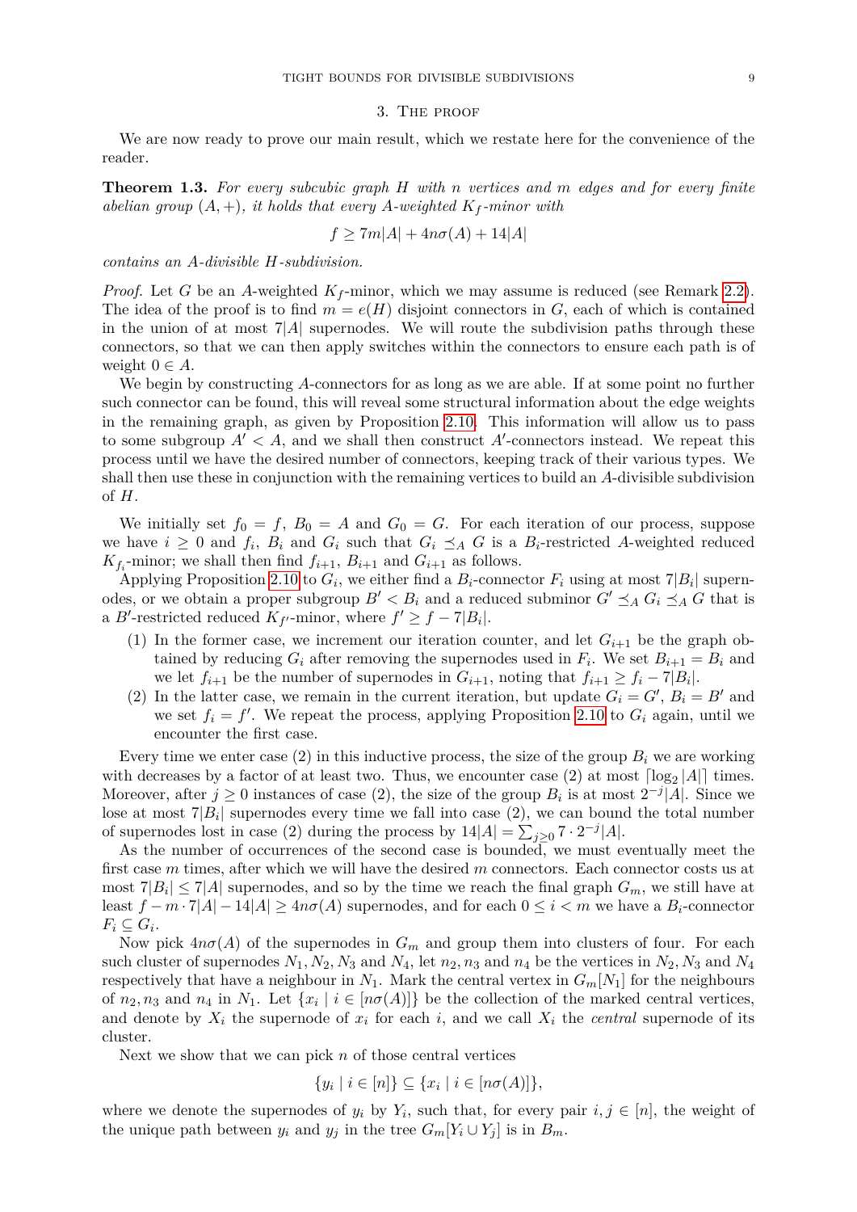## 3. The proof

We are now ready to prove our main result, which we restate here for the convenience of the reader.

**Theorem 1.3.** *For every subcubic graph $H$ with $n$ vertices and $m$ edges and for every finite abelian group $(A, +)$, it holds that every $A$-weighted $K_f$-minor with*

$$f \geq 7m|A| + 4n\sigma(A) + 14|A|$$

*contains an $A$-divisible $H$-subdivision.*

*Proof.* Let $G$ be an $A$-weighted $K_f$-minor, which we may assume is reduced (see Remark 2.2). The idea of the proof is to find $m = e(H)$ disjoint connectors in $G$, each of which is contained in the union of at most $7|A|$ supernodes. We will route the subdivision paths through these connectors, so that we can then apply switches within the connectors to ensure each path is of weight $0 \in A$.

We begin by constructing $A$-connectors for as long as we are able. If at some point no further such connector can be found, this will reveal some structural information about the edge weights in the remaining graph, as given by Proposition 2.10. This information will allow us to pass to some subgroup $A' < A$, and we shall then construct $A'$-connectors instead. We repeat this process until we have the desired number of connectors, keeping track of their various types. We shall then use these in conjunction with the remaining vertices to build an $A$-divisible subdivision of $H$.

We initially set $f_0 = f$, $B_0 = A$ and $G_0 = G$. For each iteration of our process, suppose we have $i \geq 0$ and $f_i$, $B_i$ and $G_i$ such that $G_i \preceq_A G$ is a $B_i$-restricted $A$-weighted reduced $K_{f_i}$-minor; we shall then find $f_{i+1}$, $B_{i+1}$ and $G_{i+1}$ as follows.

Applying Proposition 2.10 to $G_i$, we either find a $B_i$-connector $F_i$ using at most $7|B_i|$ supernodes, or we obtain a proper subgroup $B' < B_i$ and a reduced subminor $G' \preceq_A G_i \preceq_A G$ that is a $B'$-restricted reduced $K_{f'}$-minor, where $f' \geq f - 7|B_i|$.

1. In the former case, we increment our iteration counter, and let $G_{i+1}$ be the graph obtained by reducing $G_i$ after removing the supernodes used in $F_i$. We set $B_{i+1} = B_i$ and we let $f_{i+1}$ be the number of supernodes in $G_{i+1}$, noting that $f_{i+1} \geq f_i - 7|B_i|$.
2. In the latter case, we remain in the current iteration, but update $G_i = G'$, $B_i = B'$ and we set $f_i = f'$. We repeat the process, applying Proposition 2.10 to $G_i$ again, until we encounter the first case.

Every time we enter case (2) in this inductive process, the size of the group $B_i$ we are working with decreases by a factor of at least two. Thus, we encounter case (2) at most $\lceil \log_2 |A| \rceil$ times. Moreover, after $j \geq 0$ instances of case (2), the size of the group $B_i$ is at most $2^{-j}|A|$. Since we lose at most $7|B_i|$ supernodes every time we fall into case (2), we can bound the total number of supernodes lost in case (2) during the process by $14|A| = \sum_{j \geq 0} 7 \cdot 2^{-j}|A|$.

As the number of occurrences of the second case is bounded, we must eventually meet the first case $m$ times, after which we will have the desired $m$ connectors. Each connector costs us at most $7|B_i| \leq 7|A|$ supernodes, and so by the time we reach the final graph $G_m$, we still have at least $f - m \cdot 7|A| - 14|A| \geq 4n\sigma(A)$ supernodes, and for each $0 \leq i < m$ we have a $B_i$-connector $F_i \subseteq G_i$.

Now pick $4n\sigma(A)$ of the supernodes in $G_m$ and group them into clusters of four. For each such cluster of supernodes $N_1, N_2, N_3$ and $N_4$, let $n_2, n_3$ and $n_4$ be the vertices in $N_2, N_3$ and $N_4$ respectively that have a neighbour in $N_1$. Mark the central vertex in $G_m[N_1]$ for the neighbours of $n_2, n_3$ and $n_4$ in $N_1$. Let $\{x_i \mid i \in [n\sigma(A)]\}$ be the collection of the marked central vertices, and denote by $X_i$ the supernode of $x_i$ for each $i$, and we call $X_i$ the *central* supernode of its cluster.

Next we show that we can pick $n$ of those central vertices

$$\{y_i \mid i \in [n]\} \subseteq \{x_i \mid i \in [n\sigma(A)]\},$$

where we denote the supernodes of $y_i$ by $Y_i$, such that, for every pair $i, j \in [n]$, the weight of the unique path between $y_i$ and $y_j$ in the tree $G_m[Y_i \cup Y_j]$ is in $B_m$.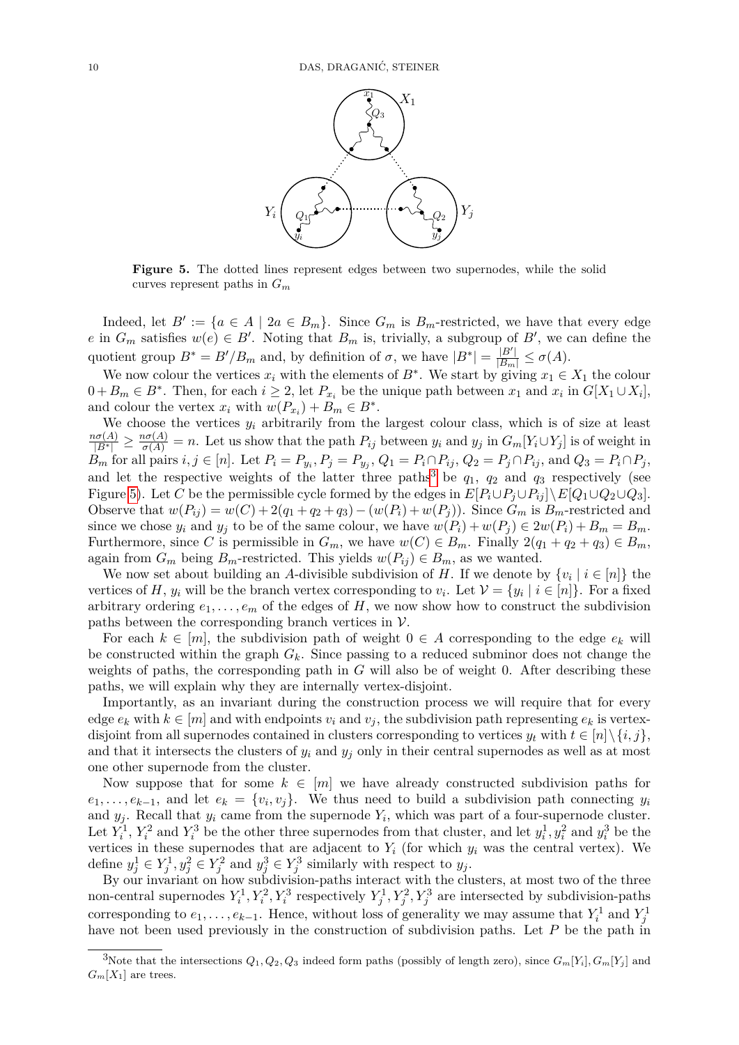**Figure 5.** The dotted lines represent edges between two supernodes, while the solid curves represent paths in $G_m$

Indeed, let $B' := \{a \in A \mid 2a \in B_m\}$. Since $G_m$ is $B_m$-restricted, we have that every edge $e$ in $G_m$ satisfies $w(e) \in B'$. Noting that $B_m$ is, trivially, a subgroup of $B'$, we can define the quotient group $B^* = B'/B_m$ and, by definition of $\sigma$, we have $|B^*| = \frac{|B'|}{|B_m|} \leq \sigma(A)$.

We now colour the vertices $x_i$ with the elements of $B^*$. We start by giving $x_1 \in X_1$ the colour $0 + B_m \in B^*$. Then, for each $i \geq 2$, let $P_{x_i}$ be the unique path between $x_1$ and $x_i$ in $G[X_1 \cup X_i]$, and colour the vertex $x_i$ with $w(P_{x_i}) + B_m \in B^*$.

We choose the vertices $y_i$ arbitrarily from the largest colour class, which is of size at least $\frac{n\sigma(A)}{|B^*|} \geq \frac{n\sigma(A)}{\sigma(A)} = n$. Let us show that the path $P_{ij}$ between $y_i$ and $y_j$ in $G_m[Y_i \cup Y_j]$ is of weight in $B_m$ for all pairs $i, j \in [n]$. Let $P_i = P_{y_i}, P_j = P_{y_j}$, $Q_1 = P_i \cap P_{ij}$, $Q_2 = P_j \cap P_{ij}$, and $Q_3 = P_i \cap P_j$, and let the respective weights of the latter three paths[3] be $q_1$, $q_2$ and $q_3$ respectively (see Figure 5). Let $C$ be the permissible cycle formed by the edges in $E[P_i \cup P_j \cup P_{ij}] \setminus E[Q_1 \cup Q_2 \cup Q_3]$. Observe that $w(P_{ij}) = w(C) + 2(q_1 + q_2 + q_3) - (w(P_i) + w(P_j))$. Since $G_m$ is $B_m$-restricted and since we chose $y_i$ and $y_j$ to be of the same colour, we have $w(P_i) + w(P_j) \in 2w(P_i) + B_m = B_m$. Furthermore, since $C$ is permissible in $G_m$, we have $w(C) \in B_m$. Finally $2(q_1 + q_2 + q_3) \in B_m$, again from $G_m$ being $B_m$-restricted. This yields $w(P_{ij}) \in B_m$, as we wanted.

We now set about building an $A$-divisible subdivision of $H$. If we denote by $\{v_i \mid i \in [n]\}$ the vertices of $H$, $y_i$ will be the branch vertex corresponding to $v_i$. Let $\mathcal{V} = \{y_i \mid i \in [n]\}$. For a fixed arbitrary ordering $e_1, \ldots, e_m$ of the edges of $H$, we now show how to construct the subdivision paths between the corresponding branch vertices in $\mathcal{V}$.

For each $k \in [m]$, the subdivision path of weight $0 \in A$ corresponding to the edge $e_k$ will be constructed within the graph $G_k$. Since passing to a reduced subminor does not change the weights of paths, the corresponding path in $G$ will also be of weight 0. After describing these paths, we will explain why they are internally vertex-disjoint.

Importantly, as an invariant during the construction process we will require that for every edge $e_k$ with $k \in [m]$ and with endpoints $v_i$ and $v_j$, the subdivision path representing $e_k$ is vertex-disjoint from all supernodes contained in clusters corresponding to vertices $y_t$ with $t \in [n] \setminus \{i, j\}$, and that it intersects the clusters of $y_i$ and $y_j$ only in their central supernodes as well as at most one other supernode from the cluster.

Now suppose that for some $k \in [m]$ we have already constructed subdivision paths for $e_1, \ldots, e_{k-1}$, and let $e_k = \{v_i, v_j\}$. We thus need to build a subdivision path connecting $y_i$ and $y_j$. Recall that $y_i$ came from the supernode $Y_i$, which was part of a four-supernode cluster. Let $Y_i^1$, $Y_i^2$ and $Y_i^3$ be the other three supernodes from that cluster, and let $y_i^1, y_i^2$ and $y_i^3$ be the vertices in these supernodes that are adjacent to $Y_i$ (for which $y_i$ was the central vertex). We define $y_j^1 \in Y_j^1, y_j^2 \in Y_j^2$ and $y_j^3 \in Y_j^3$ similarly with respect to $y_j$.

By our invariant on how subdivision-paths interact with the clusters, at most two of the three non-central supernodes $Y_i^1, Y_i^2, Y_i^3$ respectively $Y_j^1, Y_j^2, Y_j^3$ are intersected by subdivision-paths corresponding to $e_1, \ldots, e_{k-1}$. Hence, without loss of generality we may assume that $Y_i^1$ and $Y_j^1$ have not been used previously in the construction of subdivision paths. Let $P$ be the path in

[3] Note that the intersections $Q_1, Q_2, Q_3$ indeed form paths (possibly of length zero), since $G_m[Y_i], G_m[Y_j]$ and $G_m[X_1]$ are trees.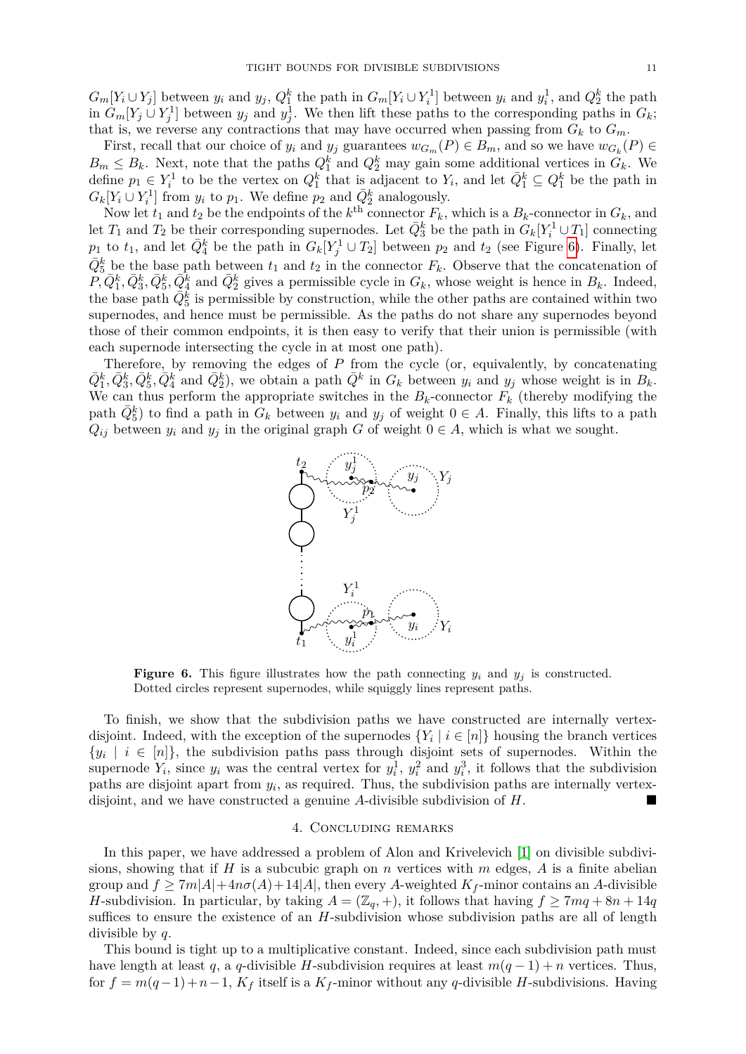$G_m[Y_i \cup Y_j]$ between $y_i$ and $y_j$, $Q_1^k$ the path in $G_m[Y_i \cup Y_i^1]$ between $y_i$ and $y_i^1$, and $Q_2^k$ the path in $G_m[Y_j \cup Y_j^1]$ between $y_j$ and $y_j^1$. We then lift these paths to the corresponding paths in $G_k$; that is, we reverse any contractions that may have occurred when passing from $G_k$ to $G_m$.

First, recall that our choice of $y_i$ and $y_j$ guarantees $w_{G_m}(P) \in B_m$, and so we have $w_{G_k}(P) \in B_m \leq B_k$. Next, note that the paths $Q_1^k$ and $Q_2^k$ may gain some additional vertices in $G_k$. We define $p_1 \in Y_i^1$ to be the vertex on $Q_1^k$ that is adjacent to $Y_i$, and let $\bar{Q}_1^k \subseteq Q_1^k$ be the path in $G_k[Y_i \cup Y_i^1]$ from $y_i$ to $p_1$. We define $p_2$ and $\bar{Q}_2^k$ analogously.

Now let $t_1$ and $t_2$ be the endpoints of the $k^{\text{th}}$ connector $F_k$, which is a $B_k$-connector in $G_k$, and let $T_1$ and $T_2$ be their corresponding supernodes. Let $\bar{Q}_3^k$ be the path in $G_k[Y_i^1 \cup T_1]$ connecting $p_1$ to $t_1$, and let $\bar{Q}_4^k$ be the path in $G_k[Y_j^1 \cup T_2]$ between $p_2$ and $t_2$ (see Figure 6). Finally, let $\bar{Q}_5^k$ be the base path between $t_1$ and $t_2$ in the connector $F_k$. Observe that the concatenation of $P, \bar{Q}_1^k, \bar{Q}_3^k, \bar{Q}_5^k, \bar{Q}_4^k$ and $\bar{Q}_2^k$ gives a permissible cycle in $G_k$, whose weight is hence in $B_k$. Indeed, the base path $\bar{Q}_5^k$ is permissible by construction, while the other paths are contained within two supernodes, and hence must be permissible. As the paths do not share any supernodes beyond those of their common endpoints, it is then easy to verify that their union is permissible (with each supernode intersecting the cycle in at most one path).

Therefore, by removing the edges of $P$ from the cycle (or, equivalently, by concatenating $\bar{Q}_1^k, \bar{Q}_3^k, \bar{Q}_5^k, \bar{Q}_4^k$ and $\bar{Q}_2^k$), we obtain a path $\bar{Q}^k$ in $G_k$ between $y_i$ and $y_j$ whose weight is in $B_k$. We can thus perform the appropriate switches in the $B_k$-connector $F_k$ (thereby modifying the path $\bar{Q}_5^k$) to find a path in $G_k$ between $y_i$ and $y_j$ of weight $0 \in A$. Finally, this lifts to a path $Q_{ij}$ between $y_i$ and $y_j$ in the original graph $G$ of weight $0 \in A$, which is what we sought.

**Figure 6.** This figure illustrates how the path connecting $y_i$ and $y_j$ is constructed. Dotted circles represent supernodes, while squiggly lines represent paths.

To finish, we show that the subdivision paths we have constructed are internally vertex-disjoint. Indeed, with the exception of the supernodes $\{Y_i \mid i \in [n]\}$ housing the branch vertices $\{y_i \mid i \in [n]\}$, the subdivision paths pass through disjoint sets of supernodes. Within the supernode $Y_i$, since $y_i$ was the central vertex for $y_i^1$, $y_i^2$ and $y_i^3$, it follows that the subdivision paths are disjoint apart from $y_i$, as required. Thus, the subdivision paths are internally vertex-disjoint, and we have constructed a genuine $A$-divisible subdivision of $H$. ■

## 4. Concluding remarks

In this paper, we have addressed a problem of Alon and Krivelevich [1] on divisible subdivisions, showing that if $H$ is a subcubic graph on $n$ vertices with $m$ edges, $A$ is a finite abelian group and $f \geq 7m|A| + 4n\sigma(A) + 14|A|$, then every $A$-weighted $K_f$-minor contains an $A$-divisible $H$-subdivision. In particular, by taking $A = (\mathbb{Z}_q, +)$, it follows that having $f \geq 7mq + 8n + 14q$ suffices to ensure the existence of an $H$-subdivision whose subdivision paths are all of length divisible by $q$.

This bound is tight up to a multiplicative constant. Indeed, since each subdivision path must have length at least $q$, a $q$-divisible $H$-subdivision requires at least $m(q-1) + n$ vertices. Thus, for $f = m(q-1) + n - 1$, $K_f$ itself is a $K_f$-minor without any $q$-divisible $H$-subdivisions. Having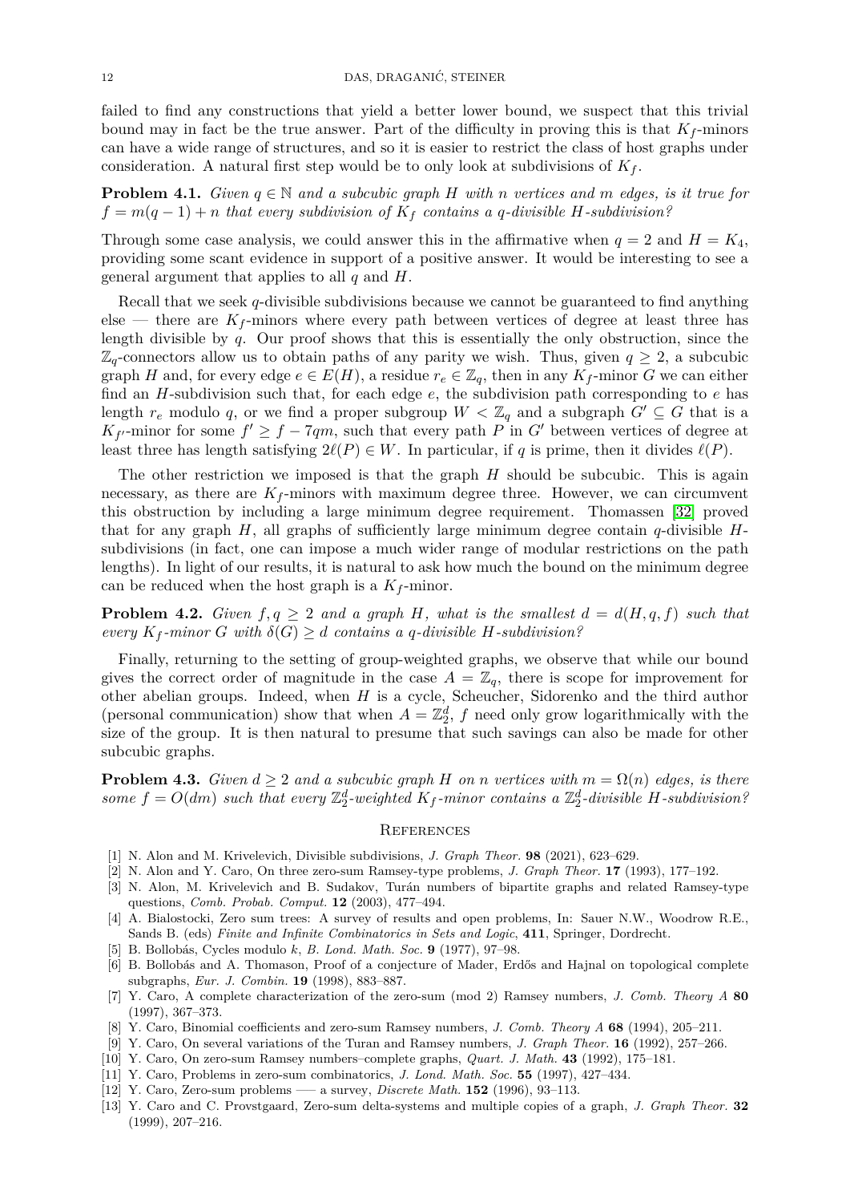failed to find any constructions that yield a better lower bound, we suspect that this trivial bound may in fact be the true answer. Part of the difficulty in proving this is that $K_f$-minors can have a wide range of structures, and so it is easier to restrict the class of host graphs under consideration. A natural first step would be to only look at subdivisions of $K_f$.

**Problem 4.1.** *Given $q \in \mathbb{N}$ and a subcubic graph $H$ with $n$ vertices and $m$ edges, is it true for $f = m(q-1) + n$ that every subdivision of $K_f$ contains a $q$-divisible $H$-subdivision?*

Through some case analysis, we could answer this in the affirmative when $q = 2$ and $H = K_4$, providing some scant evidence in support of a positive answer. It would be interesting to see a general argument that applies to all $q$ and $H$.

Recall that we seek $q$-divisible subdivisions because we cannot be guaranteed to find anything else — there are $K_f$-minors where every path between vertices of degree at least three has length divisible by $q$. Our proof shows that this is essentially the only obstruction, since the $\mathbb{Z}_q$-connectors allow us to obtain paths of any parity we wish. Thus, given $q \geq 2$, a subcubic graph $H$ and, for every edge $e \in E(H)$, a residue $r_e \in \mathbb{Z}_q$, then in any $K_f$-minor $G$ we can either find an $H$-subdivision such that, for each edge $e$, the subdivision path corresponding to $e$ has length $r_e$ modulo $q$, or we find a proper subgroup $W < \mathbb{Z}_q$ and a subgraph $G' \subseteq G$ that is a $K_{f'}$-minor for some $f' \geq f - 7qm$, such that every path $P$ in $G'$ between vertices of degree at least three has length satisfying $2\ell(P) \in W$. In particular, if $q$ is prime, then it divides $\ell(P)$.

The other restriction we imposed is that the graph $H$ should be subcubic. This is again necessary, as there are $K_f$-minors with maximum degree three. However, we can circumvent this obstruction by including a large minimum degree requirement. Thomassen [32] proved that for any graph $H$, all graphs of sufficiently large minimum degree contain $q$-divisible $H$-subdivisions (in fact, one can impose a much wider range of modular restrictions on the path lengths). In light of our results, it is natural to ask how much the bound on the minimum degree can be reduced when the host graph is a $K_f$-minor.

**Problem 4.2.** *Given $f, q \geq 2$ and a graph $H$, what is the smallest $d = d(H, q, f)$ such that every $K_f$-minor $G$ with $\delta(G) \geq d$ contains a $q$-divisible $H$-subdivision?*

Finally, returning to the setting of group-weighted graphs, we observe that while our bound gives the correct order of magnitude in the case $A = \mathbb{Z}_q$, there is scope for improvement for other abelian groups. Indeed, when $H$ is a cycle, Scheucher, Sidorenko and the third author (personal communication) show that when $A = \mathbb{Z}_2^d$, $f$ need only grow logarithmically with the size of the group. It is then natural to presume that such savings can also be made for other subcubic graphs.

**Problem 4.3.** *Given $d \geq 2$ and a subcubic graph $H$ on $n$ vertices with $m = \Omega(n)$ edges, is there some $f = O(dm)$ such that every $\mathbb{Z}_2^d$-weighted $K_f$-minor contains a $\mathbb{Z}_2^d$-divisible $H$-subdivision?*

## References

[1] N. Alon and M. Krivelevich, Divisible subdivisions, *J. Graph Theor.* **98** (2021), 623–629.

[2] N. Alon and Y. Caro, On three zero-sum Ramsey-type problems, *J. Graph Theor.* **17** (1993), 177–192.

[3] N. Alon, M. Krivelevich and B. Sudakov, Turán numbers of bipartite graphs and related Ramsey-type questions, *Comb. Probab. Comput.* **12** (2003), 477–494.

[4] A. Bialostocki, Zero sum trees: A survey of results and open problems, In: Sauer N.W., Woodrow R.E., Sands B. (eds) *Finite and Infinite Combinatorics in Sets and Logic*, **411**, Springer, Dordrecht.

[5] B. Bollobás, Cycles modulo $k$, *B. Lond. Math. Soc.* **9** (1977), 97–98.

[6] B. Bollobás and A. Thomason, Proof of a conjecture of Mader, Erdős and Hajnal on topological complete subgraphs, *Eur. J. Combin.* **19** (1998), 883–887.

[7] Y. Caro, A complete characterization of the zero-sum (mod 2) Ramsey numbers, *J. Comb. Theory A* **80** (1997), 367–373.

[8] Y. Caro, Binomial coefficients and zero-sum Ramsey numbers, *J. Comb. Theory A* **68** (1994), 205–211.

[9] Y. Caro, On several variations of the Turan and Ramsey numbers, *J. Graph Theor.* **16** (1992), 257–266.

[10] Y. Caro, On zero-sum Ramsey numbers–complete graphs, *Quart. J. Math.* **43** (1992), 175–181.

[11] Y. Caro, Problems in zero-sum combinatorics, *J. Lond. Math. Soc.* **55** (1997), 427–434.

[12] Y. Caro, Zero-sum problems —– a survey, *Discrete Math.* **152** (1996), 93–113.

[13] Y. Caro and C. Provstgaard, Zero-sum delta-systems and multiple copies of a graph, *J. Graph Theor.* **32** (1999), 207–216.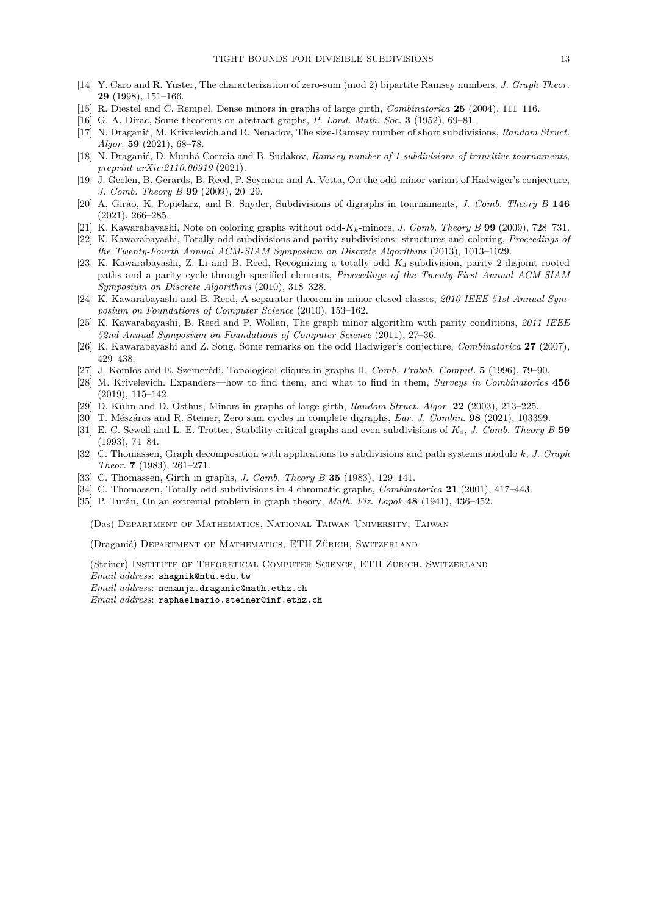[14] Y. Caro and R. Yuster, The characterization of zero-sum (mod 2) bipartite Ramsey numbers, *J. Graph Theor.* **29** (1998), 151–166.

[15] R. Diestel and C. Rempel, Dense minors in graphs of large girth, *Combinatorica* **25** (2004), 111–116.

[16] G. A. Dirac, Some theorems on abstract graphs, *P. Lond. Math. Soc.* **3** (1952), 69–81.

[17] N. Draganić, M. Krivelevich and R. Nenadov, The size-Ramsey number of short subdivisions, *Random Struct. Algor.* **59** (2021), 68–78.

[18] N. Draganić, D. Munhá Correia and B. Sudakov, *Ramsey number of 1-subdivisions of transitive tournaments*, *preprint arXiv:2110.06919* (2021).

[19] J. Geelen, B. Gerards, B. Reed, P. Seymour and A. Vetta, On the odd-minor variant of Hadwiger's conjecture, *J. Comb. Theory B* **99** (2009), 20–29.

[20] A. Girão, K. Popielarz, and R. Snyder, Subdivisions of digraphs in tournaments, *J. Comb. Theory B* **146** (2021), 266–285.

[21] K. Kawarabayashi, Note on coloring graphs without odd-$K_k$-minors, *J. Comb. Theory B* **99** (2009), 728–731.

[22] K. Kawarabayashi, Totally odd subdivisions and parity subdivisions: structures and coloring, *Proceedings of the Twenty-Fourth Annual ACM-SIAM Symposium on Discrete Algorithms* (2013), 1013–1029.

[23] K. Kawarabayashi, Z. Li and B. Reed, Recognizing a totally odd $K_4$-subdivision, parity 2-disjoint rooted paths and a parity cycle through specified elements, *Proceedings of the Twenty-First Annual ACM-SIAM Symposium on Discrete Algorithms* (2010), 318–328.

[24] K. Kawarabayashi and B. Reed, A separator theorem in minor-closed classes, *2010 IEEE 51st Annual Symposium on Foundations of Computer Science* (2010), 153–162.

[25] K. Kawarabayashi, B. Reed and P. Wollan, The graph minor algorithm with parity conditions, *2011 IEEE 52nd Annual Symposium on Foundations of Computer Science* (2011), 27–36.

[26] K. Kawarabayashi and Z. Song, Some remarks on the odd Hadwiger's conjecture, *Combinatorica* **27** (2007), 429–438.

[27] J. Komlós and E. Szemerédi, Topological cliques in graphs II, *Comb. Probab. Comput.* **5** (1996), 79–90.

[28] M. Krivelevich. Expanders—how to find them, and what to find in them, *Surveys in Combinatorics* **456** (2019), 115–142.

[29] D. Kühn and D. Osthus, Minors in graphs of large girth, *Random Struct. Algor.* **22** (2003), 213–225.

[30] T. Mészáros and R. Steiner, Zero sum cycles in complete digraphs, *Eur. J. Combin.* **98** (2021), 103399.

[31] E. C. Sewell and L. E. Trotter, Stability critical graphs and even subdivisions of $K_4$, *J. Comb. Theory B* **59** (1993), 74–84.

[32] C. Thomassen, Graph decomposition with applications to subdivisions and path systems modulo $k$, *J. Graph Theor.* **7** (1983), 261–271.

[33] C. Thomassen, Girth in graphs, *J. Comb. Theory B* **35** (1983), 129–141.

[34] C. Thomassen, Totally odd-subdivisions in 4-chromatic graphs, *Combinatorica* **21** (2001), 417–443.

[35] P. Turán, On an extremal problem in graph theory, *Math. Fiz. Lapok* **48** (1941), 436–452.

(Das) Department of Mathematics, National Taiwan University, Taiwan

(Draganić) Department of Mathematics, ETH Zürich, Switzerland

(Steiner) Institute of Theoretical Computer Science, ETH Zürich, Switzerland
*Email address*: shagnik@ntu.edu.tw
*Email address*: nemanja.draganic@math.ethz.ch
*Email address*: raphaelmario.steiner@inf.ethz.ch